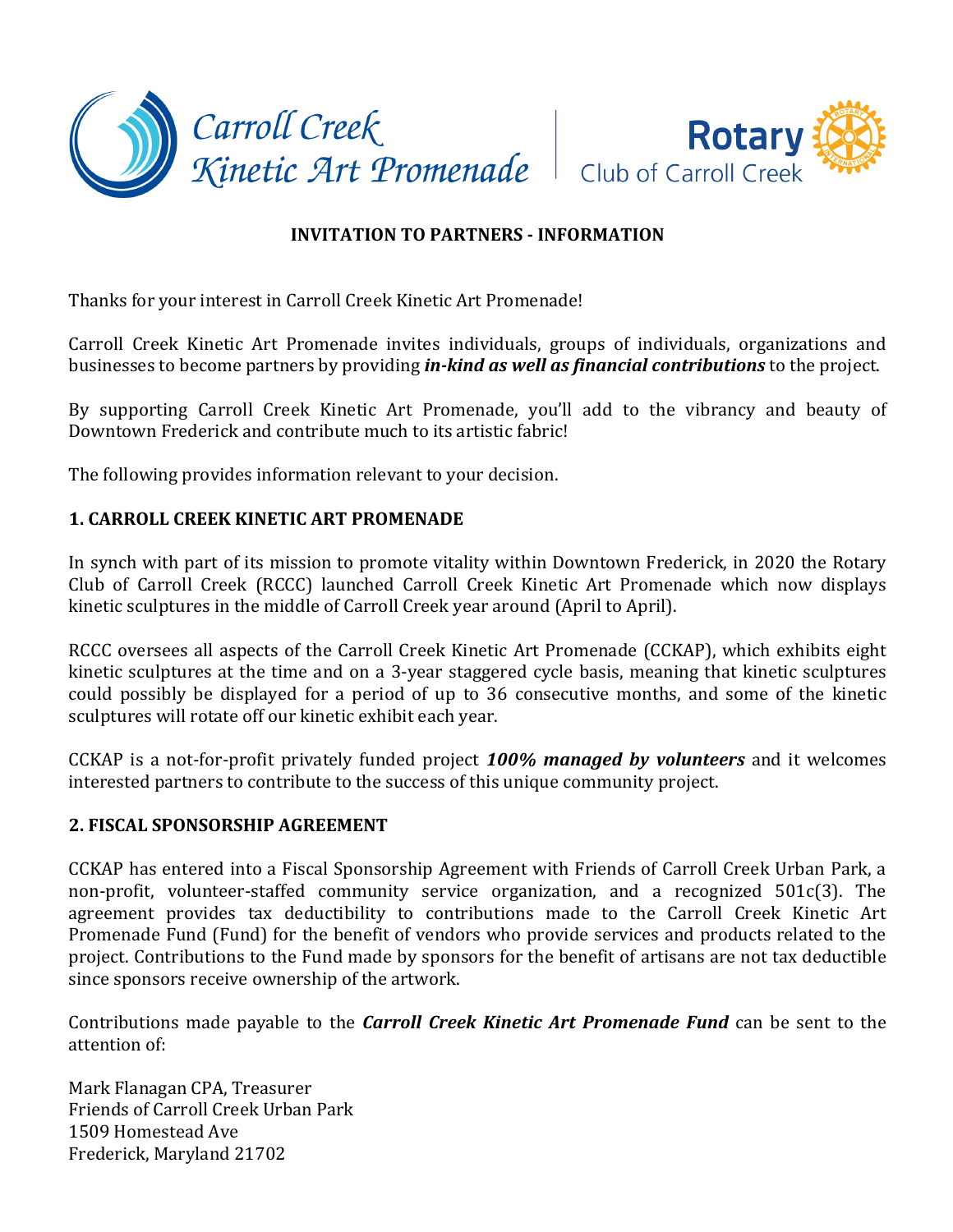Carroll Creek Kinetic Art Promenade | Rotary Club of Carroll Creek

**INVITATION TO PARTNERS - INFORMATION**

Thanks for your interest in Carroll Creek Kinetic Art Promenade!

Carroll Creek Kinetic Art Promenade invites individuals, groups of individuals, organizations and businesses to become partners by providing ***in-kind as well as financial contributions*** to the project.

By supporting Carroll Creek Kinetic Art Promenade, you'll add to the vibrancy and beauty of Downtown Frederick and contribute much to its artistic fabric!

The following provides information relevant to your decision.

## 1. CARROLL CREEK KINETIC ART PROMENADE

In synch with part of its mission to promote vitality within Downtown Frederick, in 2020 the Rotary Club of Carroll Creek (RCCC) launched Carroll Creek Kinetic Art Promenade which now displays kinetic sculptures in the middle of Carroll Creek year around (April to April).

RCCC oversees all aspects of the Carroll Creek Kinetic Art Promenade (CCKAP), which exhibits eight kinetic sculptures at the time and on a 3-year staggered cycle basis, meaning that kinetic sculptures could possibly be displayed for a period of up to 36 consecutive months, and some of the kinetic sculptures will rotate off our kinetic exhibit each year.

CCKAP is a not-for-profit privately funded project ***100% managed by volunteers*** and it welcomes interested partners to contribute to the success of this unique community project.

## 2. FISCAL SPONSORSHIP AGREEMENT

CCKAP has entered into a Fiscal Sponsorship Agreement with Friends of Carroll Creek Urban Park, a non-profit, volunteer-staffed community service organization, and a recognized 501c(3). The agreement provides tax deductibility to contributions made to the Carroll Creek Kinetic Art Promenade Fund (Fund) for the benefit of vendors who provide services and products related to the project. Contributions to the Fund made by sponsors for the benefit of artisans are not tax deductible since sponsors receive ownership of the artwork.

Contributions made payable to the ***Carroll Creek Kinetic Art Promenade Fund*** can be sent to the attention of:

Mark Flanagan CPA, Treasurer
Friends of Carroll Creek Urban Park
1509 Homestead Ave
Frederick, Maryland 21702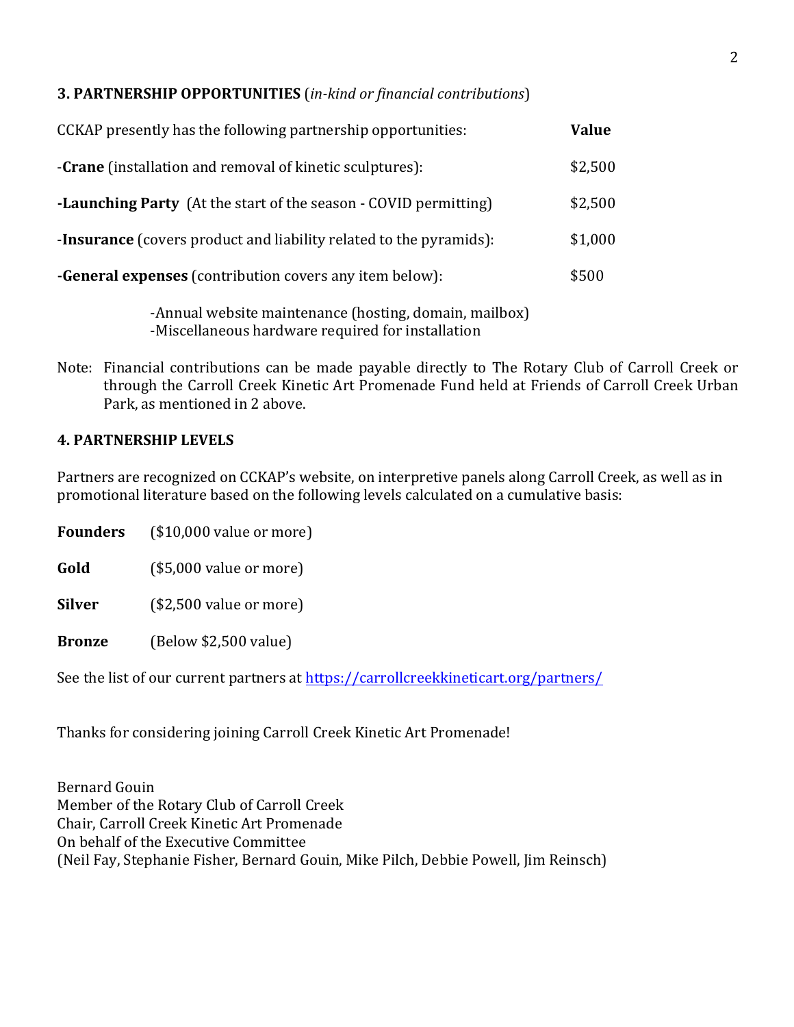### 3. PARTNERSHIP OPPORTUNITIES (*in-kind or financial contributions*)

| CCKAP presently has the following partnership opportunities: | **Value** |
|---|---|
| -**Crane** (installation and removal of kinetic sculptures): | $2,500 |
| **-Launching Party** (At the start of the season - COVID permitting) | $2,500 |
| -**Insurance** (covers product and liability related to the pyramids): | $1,000 |
| **-General expenses** (contribution covers any item below): | $500 |

-Annual website maintenance (hosting, domain, mailbox)
-Miscellaneous hardware required for installation

Note: Financial contributions can be made payable directly to The Rotary Club of Carroll Creek or through the Carroll Creek Kinetic Art Promenade Fund held at Friends of Carroll Creek Urban Park, as mentioned in 2 above.

### 4. PARTNERSHIP LEVELS

Partners are recognized on CCKAP's website, on interpretive panels along Carroll Creek, as well as in promotional literature based on the following levels calculated on a cumulative basis:

**Founders** ($10,000 value or more)

**Gold** ($5,000 value or more)

**Silver** ($2,500 value or more)

**Bronze** (Below $2,500 value)

See the list of our current partners at https://carrollcreekkineticart.org/partners/

Thanks for considering joining Carroll Creek Kinetic Art Promenade!

Bernard Gouin
Member of the Rotary Club of Carroll Creek
Chair, Carroll Creek Kinetic Art Promenade
On behalf of the Executive Committee
(Neil Fay, Stephanie Fisher, Bernard Gouin, Mike Pilch, Debbie Powell, Jim Reinsch)